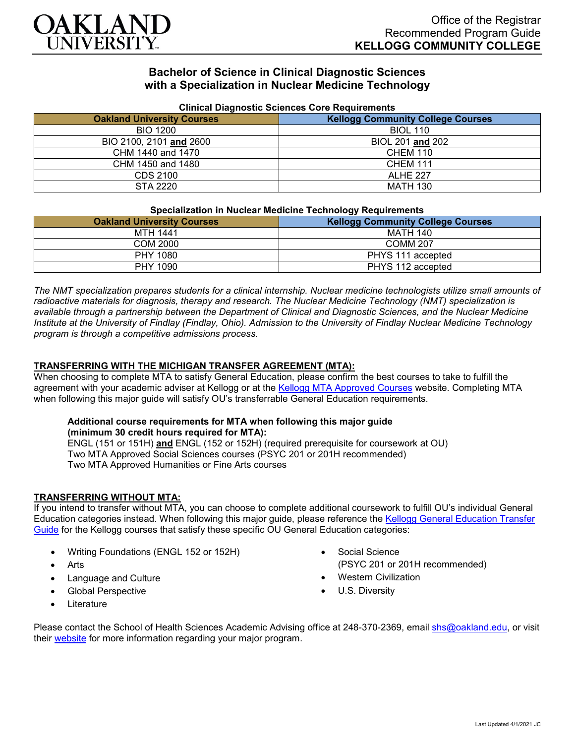OAKLAND UNIVERSITY

Office of the Registrar
Recommended Program Guide
**KELLOGG COMMUNITY COLLEGE**

# Bachelor of Science in Clinical Diagnostic Sciences with a Specialization in Nuclear Medicine Technology

**Clinical Diagnostic Sciences Core Requirements**

| Oakland University Courses | Kellogg Community College Courses |
|---|---|
| BIO 1200 | BIOL 110 |
| BIO 2100, 2101 **and** 2600 | BIOL 201 **and** 202 |
| CHM 1440 and 1470 | CHEM 110 |
| CHM 1450 and 1480 | CHEM 111 |
| CDS 2100 | ALHE 227 |
| STA 2220 | MATH 130 |

**Specialization in Nuclear Medicine Technology Requirements**

| Oakland University Courses | Kellogg Community College Courses |
|---|---|
| MTH 1441 | MATH 140 |
| COM 2000 | COMM 207 |
| PHY 1080 | PHYS 111 accepted |
| PHY 1090 | PHYS 112 accepted |

*The NMT specialization prepares students for a clinical internship. Nuclear medicine technologists utilize small amounts of radioactive materials for diagnosis, therapy and research. The Nuclear Medicine Technology (NMT) specialization is available through a partnership between the Department of Clinical and Diagnostic Sciences, and the Nuclear Medicine Institute at the University of Findlay (Findlay, Ohio). Admission to the University of Findlay Nuclear Medicine Technology program is through a competitive admissions process.*

## TRANSFERRING WITH THE MICHIGAN TRANSFER AGREEMENT (MTA):

When choosing to complete MTA to satisfy General Education, please confirm the best courses to take to fulfill the agreement with your academic adviser at Kellogg or at the Kellogg MTA Approved Courses website. Completing MTA when following this major guide will satisfy OU's transferrable General Education requirements.

**Additional course requirements for MTA when following this major guide (minimum 30 credit hours required for MTA):**
ENGL (151 or 151H) **and** ENGL (152 or 152H) (required prerequisite for coursework at OU)
Two MTA Approved Social Sciences courses (PSYC 201 or 201H recommended)
Two MTA Approved Humanities or Fine Arts courses

## TRANSFERRING WITHOUT MTA:

If you intend to transfer without MTA, you can choose to complete additional coursework to fulfill OU's individual General Education categories instead. When following this major guide, please reference the Kellogg General Education Transfer Guide for the Kellogg courses that satisfy these specific OU General Education categories:

- Writing Foundations (ENGL 152 or 152H)
- Arts
- Language and Culture
- Global Perspective
- Literature
- Social Science (PSYC 201 or 201H recommended)
- Western Civilization
- U.S. Diversity

Please contact the School of Health Sciences Academic Advising office at 248-370-2369, email shs@oakland.edu, or visit their website for more information regarding your major program.

Last Updated 4/1/2021 JC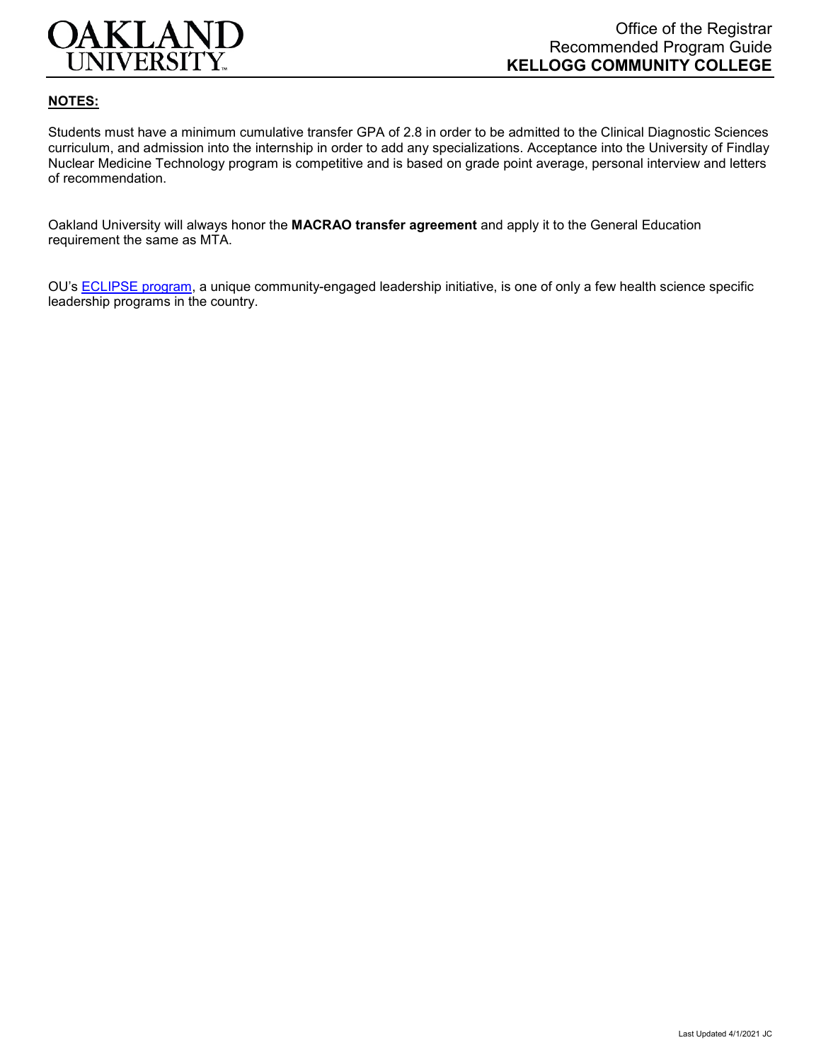**NOTES:**

Students must have a minimum cumulative transfer GPA of 2.8 in order to be admitted to the Clinical Diagnostic Sciences curriculum, and admission into the internship in order to add any specializations. Acceptance into the University of Findlay Nuclear Medicine Technology program is competitive and is based on grade point average, personal interview and letters of recommendation.

Oakland University will always honor the **MACRAO transfer agreement** and apply it to the General Education requirement the same as MTA.

OU's ECLIPSE program, a unique community-engaged leadership initiative, is one of only a few health science specific leadership programs in the country.

Last Updated 4/1/2021 JC